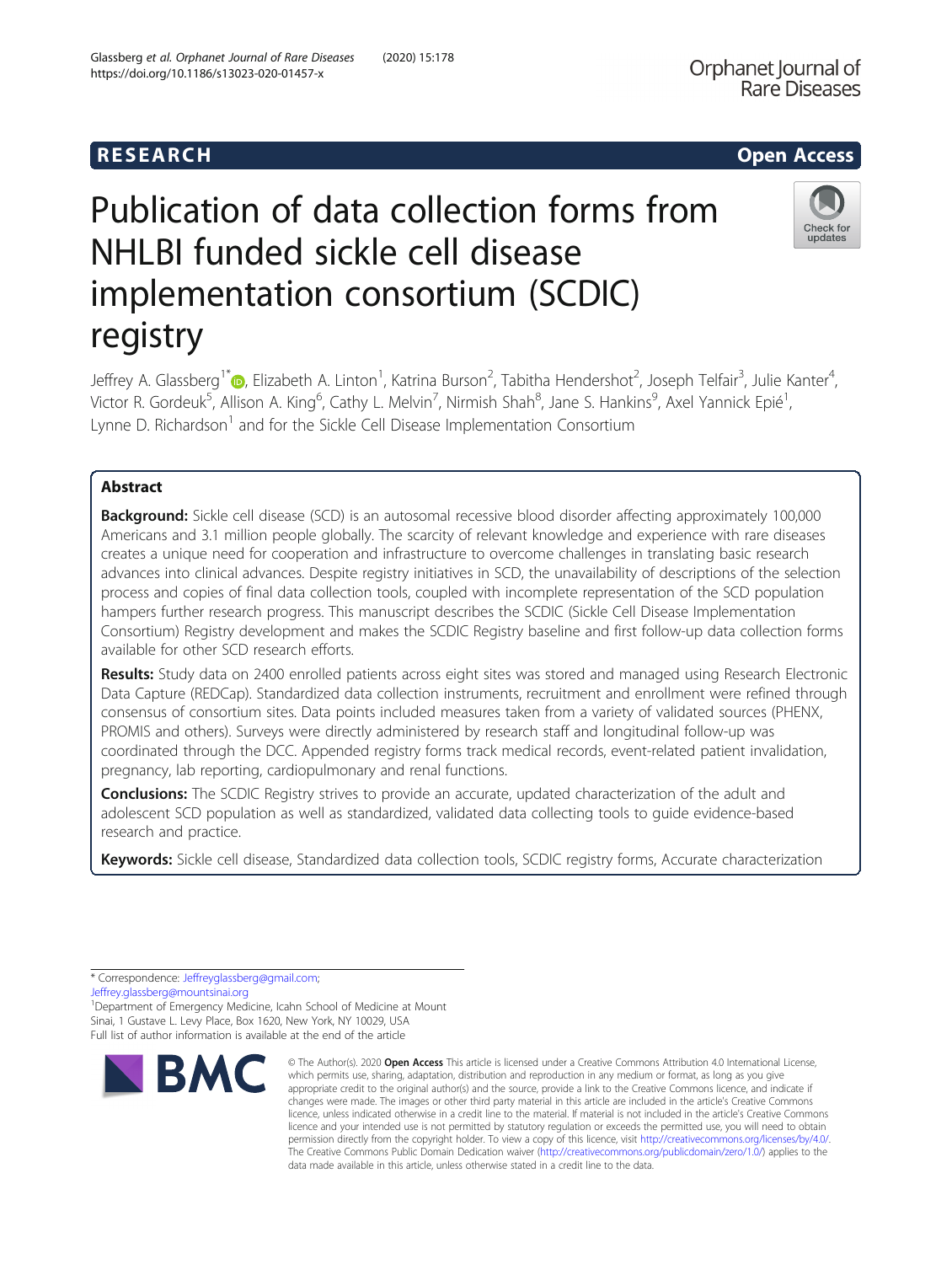RESEARCH

Open Access

# Publication of data collection forms from NHLBI funded sickle cell disease implementation consortium (SCDIC) registry

Jeffrey A. Glassberg[1*], Elizabeth A. Linton[1], Katrina Burson[2], Tabitha Hendershot[2], Joseph Telfair[3], Julie Kanter[4], Victor R. Gordeuk[5], Allison A. King[6], Cathy L. Melvin[7], Nirmish Shah[8], Jane S. Hankins[9], Axel Yannick Epié[1], Lynne D. Richardson[1] and for the Sickle Cell Disease Implementation Consortium

## Abstract

**Background:** Sickle cell disease (SCD) is an autosomal recessive blood disorder affecting approximately 100,000 Americans and 3.1 million people globally. The scarcity of relevant knowledge and experience with rare diseases creates a unique need for cooperation and infrastructure to overcome challenges in translating basic research advances into clinical advances. Despite registry initiatives in SCD, the unavailability of descriptions of the selection process and copies of final data collection tools, coupled with incomplete representation of the SCD population hampers further research progress. This manuscript describes the SCDIC (Sickle Cell Disease Implementation Consortium) Registry development and makes the SCDIC Registry baseline and first follow-up data collection forms available for other SCD research efforts.

**Results:** Study data on 2400 enrolled patients across eight sites was stored and managed using Research Electronic Data Capture (REDCap). Standardized data collection instruments, recruitment and enrollment were refined through consensus of consortium sites. Data points included measures taken from a variety of validated sources (PHENX, PROMIS and others). Surveys were directly administered by research staff and longitudinal follow-up was coordinated through the DCC. Appended registry forms track medical records, event-related patient invalidation, pregnancy, lab reporting, cardiopulmonary and renal functions.

**Conclusions:** The SCDIC Registry strives to provide an accurate, updated characterization of the adult and adolescent SCD population as well as standardized, validated data collecting tools to guide evidence-based research and practice.

**Keywords:** Sickle cell disease, Standardized data collection tools, SCDIC registry forms, Accurate characterization

---

* Correspondence: Jeffreyglassberg@gmail.com; Jeffrey.glassberg@mountsinai.org

[1]Department of Emergency Medicine, Icahn School of Medicine at Mount Sinai, 1 Gustave L. Levy Place, Box 1620, New York, NY 10029, USA

Full list of author information is available at the end of the article

© The Author(s). 2020 **Open Access** This article is licensed under a Creative Commons Attribution 4.0 International License, which permits use, sharing, adaptation, distribution and reproduction in any medium or format, as long as you give appropriate credit to the original author(s) and the source, provide a link to the Creative Commons licence, and indicate if changes were made. The images or other third party material in this article are included in the article's Creative Commons licence, unless indicated otherwise in a credit line to the material. If material is not included in the article's Creative Commons licence and your intended use is not permitted by statutory regulation or exceeds the permitted use, you will need to obtain permission directly from the copyright holder. To view a copy of this licence, visit http://creativecommons.org/licenses/by/4.0/. The Creative Commons Public Domain Dedication waiver (http://creativecommons.org/publicdomain/zero/1.0/) applies to the data made available in this article, unless otherwise stated in a credit line to the data.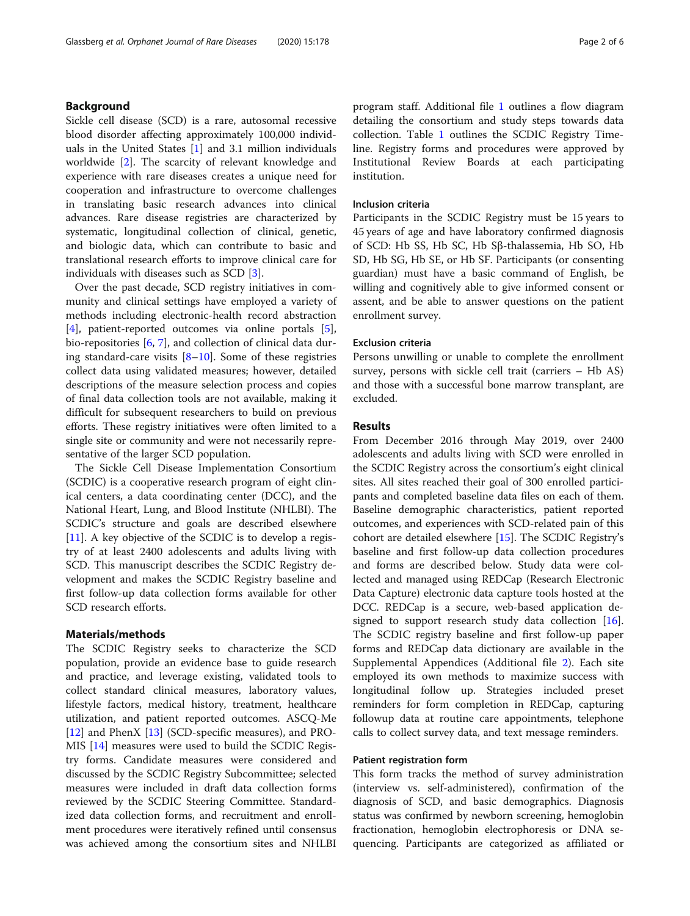## Background

Sickle cell disease (SCD) is a rare, autosomal recessive blood disorder affecting approximately 100,000 individuals in the United States [1] and 3.1 million individuals worldwide [2]. The scarcity of relevant knowledge and experience with rare diseases creates a unique need for cooperation and infrastructure to overcome challenges in translating basic research advances into clinical advances. Rare disease registries are characterized by systematic, longitudinal collection of clinical, genetic, and biologic data, which can contribute to basic and translational research efforts to improve clinical care for individuals with diseases such as SCD [3].

Over the past decade, SCD registry initiatives in community and clinical settings have employed a variety of methods including electronic-health record abstraction [4], patient-reported outcomes via online portals [5], bio-repositories [6, 7], and collection of clinical data during standard-care visits [8–10]. Some of these registries collect data using validated measures; however, detailed descriptions of the measure selection process and copies of final data collection tools are not available, making it difficult for subsequent researchers to build on previous efforts. These registry initiatives were often limited to a single site or community and were not necessarily representative of the larger SCD population.

The Sickle Cell Disease Implementation Consortium (SCDIC) is a cooperative research program of eight clinical centers, a data coordinating center (DCC), and the National Heart, Lung, and Blood Institute (NHLBI). The SCDIC's structure and goals are described elsewhere [11]. A key objective of the SCDIC is to develop a registry of at least 2400 adolescents and adults living with SCD. This manuscript describes the SCDIC Registry development and makes the SCDIC Registry baseline and first follow-up data collection forms available for other SCD research efforts.

## Materials/methods

The SCDIC Registry seeks to characterize the SCD population, provide an evidence base to guide research and practice, and leverage existing, validated tools to collect standard clinical measures, laboratory values, lifestyle factors, medical history, treatment, healthcare utilization, and patient reported outcomes. ASCQ-Me [12] and PhenX [13] (SCD-specific measures), and PROMIS [14] measures were used to build the SCDIC Registry forms. Candidate measures were considered and discussed by the SCDIC Registry Subcommittee; selected measures were included in draft data collection forms reviewed by the SCDIC Steering Committee. Standardized data collection forms, and recruitment and enrollment procedures were iteratively refined until consensus was achieved among the consortium sites and NHLBI program staff. Additional file 1 outlines a flow diagram detailing the consortium and study steps towards data collection. Table 1 outlines the SCDIC Registry Timeline. Registry forms and procedures were approved by Institutional Review Boards at each participating institution.

### Inclusion criteria

Participants in the SCDIC Registry must be 15 years to 45 years of age and have laboratory confirmed diagnosis of SCD: Hb SS, Hb SC, Hb Sβ-thalassemia, Hb SO, Hb SD, Hb SG, Hb SE, or Hb SF. Participants (or consenting guardian) must have a basic command of English, be willing and cognitively able to give informed consent or assent, and be able to answer questions on the patient enrollment survey.

### Exclusion criteria

Persons unwilling or unable to complete the enrollment survey, persons with sickle cell trait (carriers – Hb AS) and those with a successful bone marrow transplant, are excluded.

## Results

From December 2016 through May 2019, over 2400 adolescents and adults living with SCD were enrolled in the SCDIC Registry across the consortium's eight clinical sites. All sites reached their goal of 300 enrolled participants and completed baseline data files on each of them. Baseline demographic characteristics, patient reported outcomes, and experiences with SCD-related pain of this cohort are detailed elsewhere [15]. The SCDIC Registry's baseline and first follow-up data collection procedures and forms are described below. Study data were collected and managed using REDCap (Research Electronic Data Capture) electronic data capture tools hosted at the DCC. REDCap is a secure, web-based application designed to support research study data collection [16]. The SCDIC registry baseline and first follow-up paper forms and REDCap data dictionary are available in the Supplemental Appendices (Additional file 2). Each site employed its own methods to maximize success with longitudinal follow up. Strategies included preset reminders for form completion in REDCap, capturing followup data at routine care appointments, telephone calls to collect survey data, and text message reminders.

### Patient registration form

This form tracks the method of survey administration (interview vs. self-administered), confirmation of the diagnosis of SCD, and basic demographics. Diagnosis status was confirmed by newborn screening, hemoglobin fractionation, hemoglobin electrophoresis or DNA sequencing. Participants are categorized as affiliated or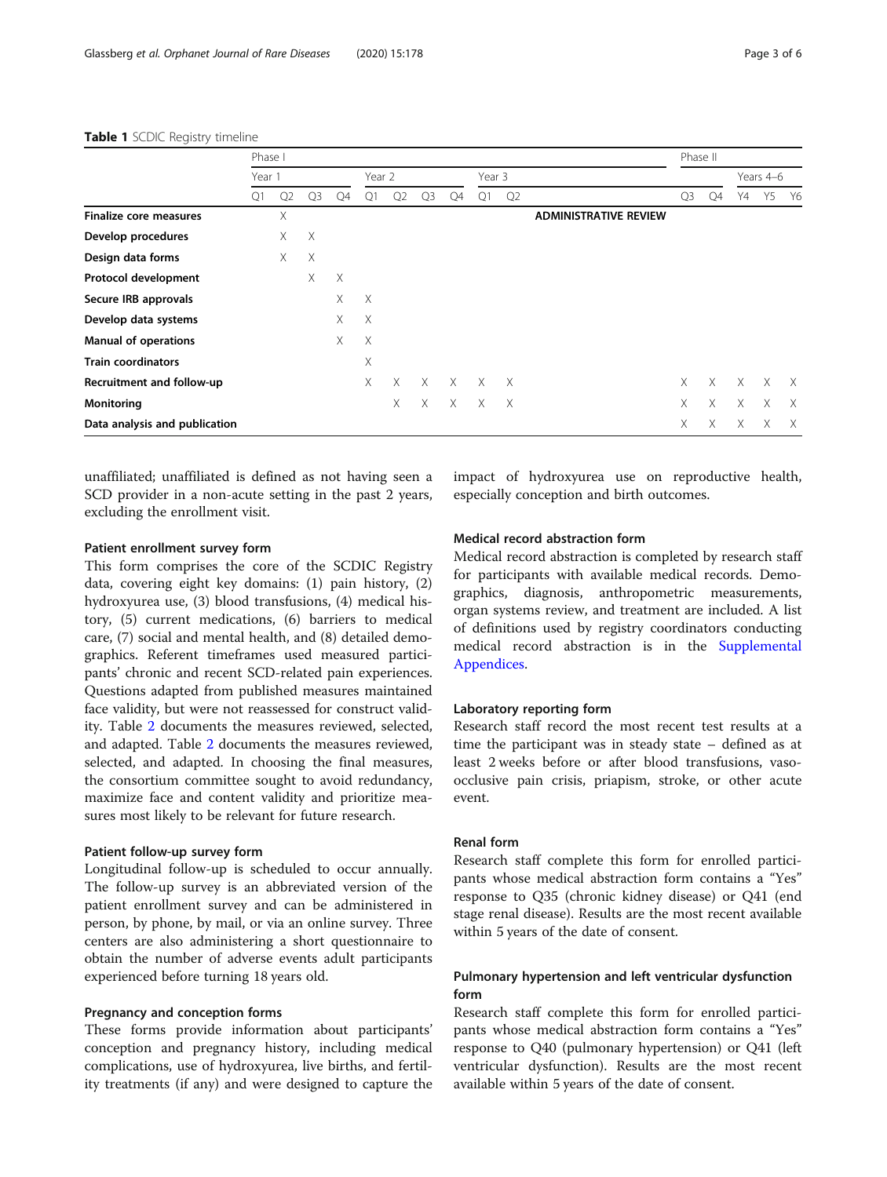**Table 1** SCDIC Registry timeline

| | Phase I | | | | | | | | | | | Phase II | | | | |
|---|---|---|---|---|---|---|---|---|---|---|---|---|---|---|---|---|
| | Year 1 | | | | Year 2 | | | | Year 3 | | | | | Years 4–6 | | |
| | Q1 | Q2 | Q3 | Q4 | Q1 | Q2 | Q3 | Q4 | Q1 | Q2 | | Q3 | Q4 | Y4 | Y5 | Y6 |
| **Finalize core measures** | | X | | | | | | | | | **ADMINISTRATIVE REVIEW** | | | | | |
| **Develop procedures** | | X | X | | | | | | | | | | | | | |
| **Design data forms** | | X | X | | | | | | | | | | | | | |
| **Protocol development** | | | X | X | | | | | | | | | | | | |
| **Secure IRB approvals** | | | | X | X | | | | | | | | | | | |
| **Develop data systems** | | | | X | X | | | | | | | | | | | |
| **Manual of operations** | | | | X | X | | | | | | | | | | | |
| **Train coordinators** | | | | | X | | | | | | | | | | | |
| **Recruitment and follow-up** | | | | | X | X | X | X | X | X | | X | X | X | X | X |
| **Monitoring** | | | | | | X | X | X | X | X | | X | X | X | X | X |
| **Data analysis and publication** | | | | | | | | | | | | X | X | X | X | X |

unaffiliated; unaffiliated is defined as not having seen a SCD provider in a non-acute setting in the past 2 years, excluding the enrollment visit.

#### Patient enrollment survey form

This form comprises the core of the SCDIC Registry data, covering eight key domains: (1) pain history, (2) hydroxyurea use, (3) blood transfusions, (4) medical history, (5) current medications, (6) barriers to medical care, (7) social and mental health, and (8) detailed demographics. Referent timeframes used measured participants' chronic and recent SCD-related pain experiences. Questions adapted from published measures maintained face validity, but were not reassessed for construct validity. Table 2 documents the measures reviewed, selected, and adapted. Table 2 documents the measures reviewed, selected, and adapted. In choosing the final measures, the consortium committee sought to avoid redundancy, maximize face and content validity and prioritize measures most likely to be relevant for future research.

#### Patient follow-up survey form

Longitudinal follow-up is scheduled to occur annually. The follow-up survey is an abbreviated version of the patient enrollment survey and can be administered in person, by phone, by mail, or via an online survey. Three centers are also administering a short questionnaire to obtain the number of adverse events adult participants experienced before turning 18 years old.

#### Pregnancy and conception forms

These forms provide information about participants' conception and pregnancy history, including medical complications, use of hydroxyurea, live births, and fertility treatments (if any) and were designed to capture the impact of hydroxyurea use on reproductive health, especially conception and birth outcomes.

#### Medical record abstraction form

Medical record abstraction is completed by research staff for participants with available medical records. Demographics, diagnosis, anthropometric measurements, organ systems review, and treatment are included. A list of definitions used by registry coordinators conducting medical record abstraction is in the Supplemental Appendices.

#### Laboratory reporting form

Research staff record the most recent test results at a time the participant was in steady state – defined as at least 2 weeks before or after blood transfusions, vaso-occlusive pain crisis, priapism, stroke, or other acute event.

#### Renal form

Research staff complete this form for enrolled participants whose medical abstraction form contains a "Yes" response to Q35 (chronic kidney disease) or Q41 (end stage renal disease). Results are the most recent available within 5 years of the date of consent.

#### Pulmonary hypertension and left ventricular dysfunction form

Research staff complete this form for enrolled participants whose medical abstraction form contains a "Yes" response to Q40 (pulmonary hypertension) or Q41 (left ventricular dysfunction). Results are the most recent available within 5 years of the date of consent.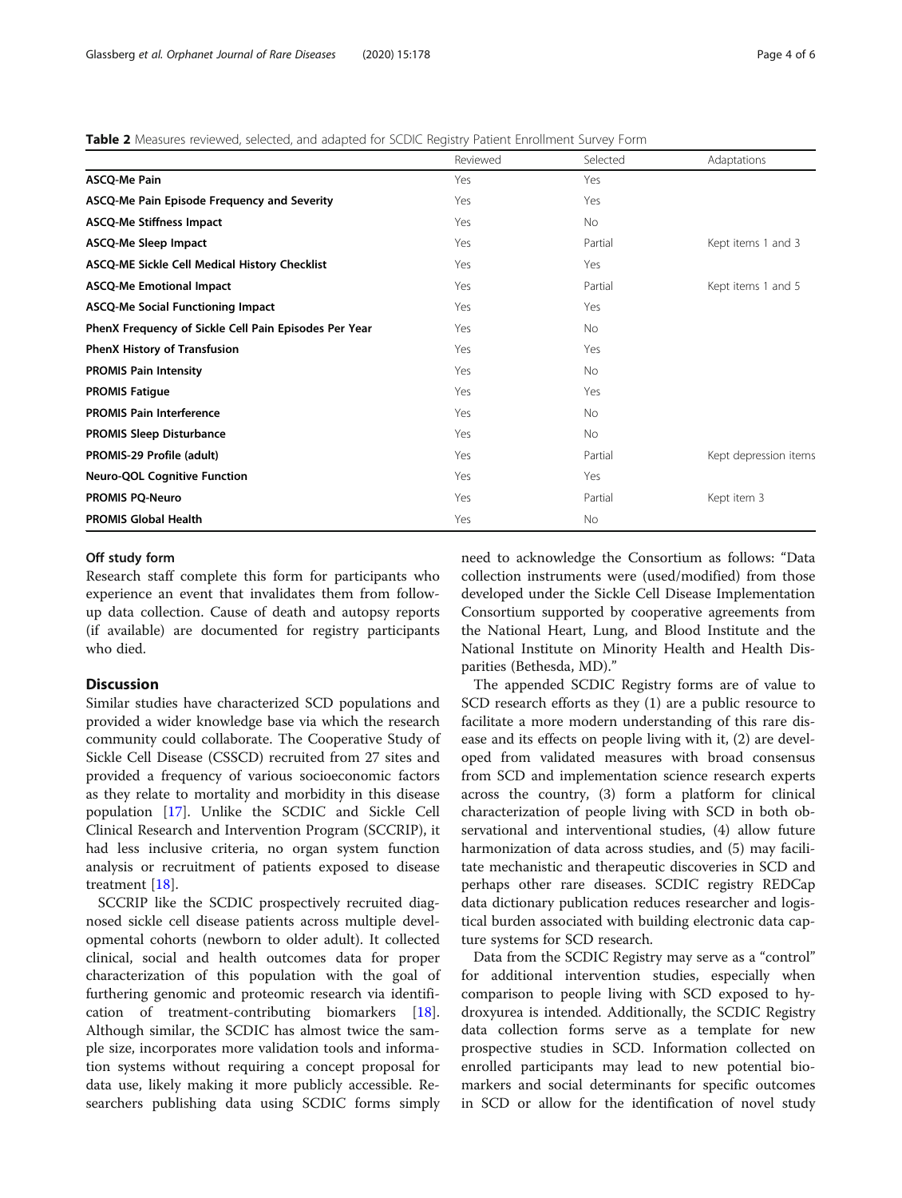**Table 2** Measures reviewed, selected, and adapted for SCDIC Registry Patient Enrollment Survey Form

| | Reviewed | Selected | Adaptations |
|---|---|---|---|
| **ASCQ-Me Pain** | Yes | Yes | |
| **ASCQ-Me Pain Episode Frequency and Severity** | Yes | Yes | |
| **ASCQ-Me Stiffness Impact** | Yes | No | |
| **ASCQ-Me Sleep Impact** | Yes | Partial | Kept items 1 and 3 |
| **ASCQ-ME Sickle Cell Medical History Checklist** | Yes | Yes | |
| **ASCQ-Me Emotional Impact** | Yes | Partial | Kept items 1 and 5 |
| **ASCQ-Me Social Functioning Impact** | Yes | Yes | |
| **PhenX Frequency of Sickle Cell Pain Episodes Per Year** | Yes | No | |
| **PhenX History of Transfusion** | Yes | Yes | |
| **PROMIS Pain Intensity** | Yes | No | |
| **PROMIS Fatigue** | Yes | Yes | |
| **PROMIS Pain Interference** | Yes | No | |
| **PROMIS Sleep Disturbance** | Yes | No | |
| **PROMIS-29 Profile (adult)** | Yes | Partial | Kept depression items |
| **Neuro-QOL Cognitive Function** | Yes | Yes | |
| **PROMIS PQ-Neuro** | Yes | Partial | Kept item 3 |
| **PROMIS Global Health** | Yes | No | |

### Off study form

Research staff complete this form for participants who experience an event that invalidates them from follow-up data collection. Cause of death and autopsy reports (if available) are documented for registry participants who died.

## Discussion

Similar studies have characterized SCD populations and provided a wider knowledge base via which the research community could collaborate. The Cooperative Study of Sickle Cell Disease (CSSCD) recruited from 27 sites and provided a frequency of various socioeconomic factors as they relate to mortality and morbidity in this disease population [17]. Unlike the SCDIC and Sickle Cell Clinical Research and Intervention Program (SCCRIP), it had less inclusive criteria, no organ system function analysis or recruitment of patients exposed to disease treatment [18].

SCCRIP like the SCDIC prospectively recruited diagnosed sickle cell disease patients across multiple developmental cohorts (newborn to older adult). It collected clinical, social and health outcomes data for proper characterization of this population with the goal of furthering genomic and proteomic research via identification of treatment-contributing biomarkers [18]. Although similar, the SCDIC has almost twice the sample size, incorporates more validation tools and information systems without requiring a concept proposal for data use, likely making it more publicly accessible. Researchers publishing data using SCDIC forms simply need to acknowledge the Consortium as follows: "Data collection instruments were (used/modified) from those developed under the Sickle Cell Disease Implementation Consortium supported by cooperative agreements from the National Heart, Lung, and Blood Institute and the National Institute on Minority Health and Health Disparities (Bethesda, MD)."

The appended SCDIC Registry forms are of value to SCD research efforts as they (1) are a public resource to facilitate a more modern understanding of this rare disease and its effects on people living with it, (2) are developed from validated measures with broad consensus from SCD and implementation science research experts across the country, (3) form a platform for clinical characterization of people living with SCD in both observational and interventional studies, (4) allow future harmonization of data across studies, and (5) may facilitate mechanistic and therapeutic discoveries in SCD and perhaps other rare diseases. SCDIC registry REDCap data dictionary publication reduces researcher and logistical burden associated with building electronic data capture systems for SCD research.

Data from the SCDIC Registry may serve as a "control" for additional intervention studies, especially when comparison to people living with SCD exposed to hydroxyurea is intended. Additionally, the SCDIC Registry data collection forms serve as a template for new prospective studies in SCD. Information collected on enrolled participants may lead to new potential biomarkers and social determinants for specific outcomes in SCD or allow for the identification of novel study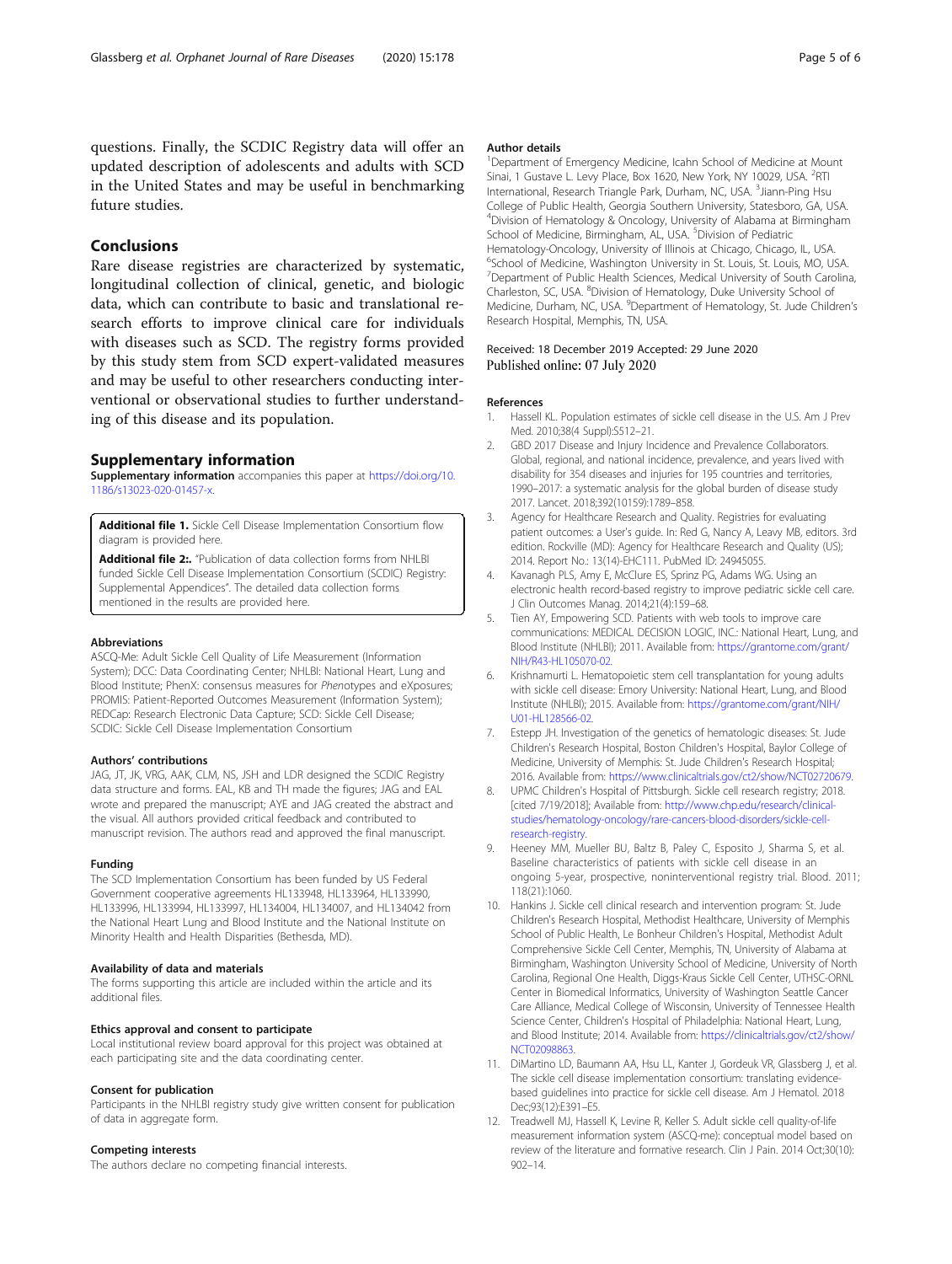questions. Finally, the SCDIC Registry data will offer an updated description of adolescents and adults with SCD in the United States and may be useful in benchmarking future studies.

## Conclusions

Rare disease registries are characterized by systematic, longitudinal collection of clinical, genetic, and biologic data, which can contribute to basic and translational research efforts to improve clinical care for individuals with diseases such as SCD. The registry forms provided by this study stem from SCD expert-validated measures and may be useful to other researchers conducting interventional or observational studies to further understanding of this disease and its population.

## Supplementary information

**Supplementary information** accompanies this paper at https://doi.org/10.1186/s13023-020-01457-x.

**Additional file 1.** Sickle Cell Disease Implementation Consortium flow diagram is provided here.

**Additional file 2:.** "Publication of data collection forms from NHLBI funded Sickle Cell Disease Implementation Consortium (SCDIC) Registry: Supplemental Appendices". The detailed data collection forms mentioned in the results are provided here.

### Abbreviations

ASCQ-Me: Adult Sickle Cell Quality of Life Measurement (Information System); DCC: Data Coordinating Center; NHLBI: National Heart, Lung and Blood Institute; PhenX: consensus measures for *Phen*otypes and eXposures; PROMIS: Patient-Reported Outcomes Measurement (Information System); REDCap: Research Electronic Data Capture; SCD: Sickle Cell Disease; SCDIC: Sickle Cell Disease Implementation Consortium

### Authors' contributions

JAG, JT, JK, VRG, AAK, CLM, NS, JSH and LDR designed the SCDIC Registry data structure and forms. EAL, KB and TH made the figures; JAG and EAL wrote and prepared the manuscript; AYE and JAG created the abstract and the visual. All authors provided critical feedback and contributed to manuscript revision. The authors read and approved the final manuscript.

### Funding

The SCD Implementation Consortium has been funded by US Federal Government cooperative agreements HL133948, HL133964, HL133990, HL133996, HL133994, HL133997, HL134004, HL134007, and HL134042 from the National Heart Lung and Blood Institute and the National Institute on Minority Health and Health Disparities (Bethesda, MD).

### Availability of data and materials

The forms supporting this article are included within the article and its additional files.

### Ethics approval and consent to participate

Local institutional review board approval for this project was obtained at each participating site and the data coordinating center.

### Consent for publication

Participants in the NHLBI registry study give written consent for publication of data in aggregate form.

### Competing interests

The authors declare no competing financial interests.

### Author details

[1]Department of Emergency Medicine, Icahn School of Medicine at Mount Sinai, 1 Gustave L. Levy Place, Box 1620, New York, NY 10029, USA. [2]RTI International, Research Triangle Park, Durham, NC, USA. [3]Jiann-Ping Hsu College of Public Health, Georgia Southern University, Statesboro, GA, USA. [4]Division of Hematology & Oncology, University of Alabama at Birmingham School of Medicine, Birmingham, AL, USA. [5]Division of Pediatric Hematology-Oncology, University of Illinois at Chicago, Chicago, IL, USA. [6]School of Medicine, Washington University in St. Louis, St. Louis, MO, USA. [7]Department of Public Health Sciences, Medical University of South Carolina, Charleston, SC, USA. [8]Division of Hematology, Duke University School of Medicine, Durham, NC, USA. [9]Department of Hematology, St. Jude Children's Research Hospital, Memphis, TN, USA.

Received: 18 December 2019 Accepted: 29 June 2020
Published online: 07 July 2020

### References

1. Hassell KL. Population estimates of sickle cell disease in the U.S. Am J Prev Med. 2010;38(4 Suppl):S512–21.
2. GBD 2017 Disease and Injury Incidence and Prevalence Collaborators. Global, regional, and national incidence, prevalence, and years lived with disability for 354 diseases and injuries for 195 countries and territories, 1990–2017: a systematic analysis for the global burden of disease study 2017. Lancet. 2018;392(10159):1789–858.
3. Agency for Healthcare Research and Quality. Registries for evaluating patient outcomes: a User's guide. In: Red G, Nancy A, Leavy MB, editors. 3rd edition. Rockville (MD): Agency for Healthcare Research and Quality (US); 2014. Report No.: 13(14)-EHC111. PubMed ID: 24945055.
4. Kavanagh PLS, Amy E, McClure ES, Sprinz PG, Adams WG. Using an electronic health record-based registry to improve pediatric sickle cell care. J Clin Outcomes Manag. 2014;21(4):159–68.
5. Tien AY, Empowering SCD. Patients with web tools to improve care communications: MEDICAL DECISION LOGIC, INC.: National Heart, Lung, and Blood Institute (NHLBI); 2011. Available from: https://grantome.com/grant/NIH/R43-HL105070-02.
6. Krishnamurti L. Hematopoietic stem cell transplantation for young adults with sickle cell disease: Emory University: National Heart, Lung, and Blood Institute (NHLBI); 2015. Available from: https://grantome.com/grant/NIH/U01-HL128566-02.
7. Estepp JH. Investigation of the genetics of hematologic diseases: St. Jude Children's Research Hospital, Boston Children's Hospital, Baylor College of Medicine, University of Memphis: St. Jude Children's Research Hospital; 2016. Available from: https://www.clinicaltrials.gov/ct2/show/NCT02720679.
8. UPMC Children's Hospital of Pittsburgh. Sickle cell research registry; 2018. [cited 7/19/2018]; Available from: http://www.chp.edu/research/clinical-studies/hematology-oncology/rare-cancers-blood-disorders/sickle-cell-research-registry.
9. Heeney MM, Mueller BU, Baltz B, Paley C, Esposito J, Sharma S, et al. Baseline characteristics of patients with sickle cell disease in an ongoing 5-year, prospective, noninterventional registry trial. Blood. 2011; 118(21):1060.
10. Hankins J. Sickle cell clinical research and intervention program: St. Jude Children's Research Hospital, Methodist Healthcare, University of Memphis School of Public Health, Le Bonheur Children's Hospital, Methodist Adult Comprehensive Sickle Cell Center, Memphis, TN, University of Alabama at Birmingham, Washington University School of Medicine, University of North Carolina, Regional One Health, Diggs-Kraus Sickle Cell Center, UTHSC-ORNL Center in Biomedical Informatics, University of Washington Seattle Cancer Care Alliance, Medical College of Wisconsin, University of Tennessee Health Science Center, Children's Hospital of Philadelphia: National Heart, Lung, and Blood Institute; 2014. Available from: https://clinicaltrials.gov/ct2/show/NCT02098863.
11. DiMartino LD, Baumann AA, Hsu LL, Kanter J, Gordeuk VR, Glassberg J, et al. The sickle cell disease implementation consortium: translating evidence-based guidelines into practice for sickle cell disease. Am J Hematol. 2018 Dec;93(12):E391–E5.
12. Treadwell MJ, Hassell K, Levine R, Keller S. Adult sickle cell quality-of-life measurement information system (ASCQ-me): conceptual model based on review of the literature and formative research. Clin J Pain. 2014 Oct;30(10): 902–14.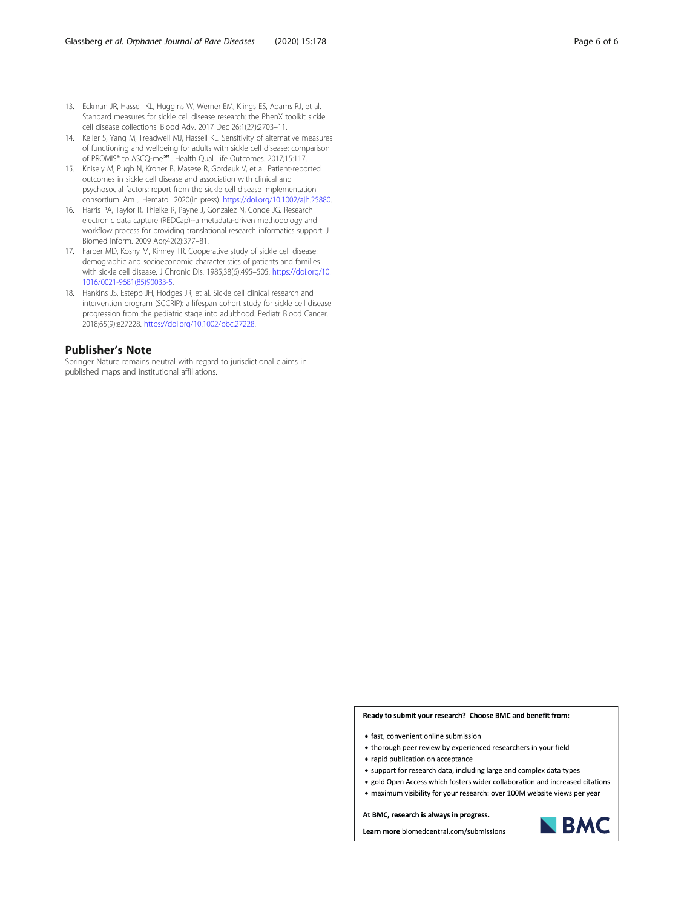13. Eckman JR, Hassell KL, Huggins W, Werner EM, Klings ES, Adams RJ, et al. Standard measures for sickle cell disease research: the PhenX toolkit sickle cell disease collections. Blood Adv. 2017 Dec 26;1(27):2703–11.
14. Keller S, Yang M, Treadwell MJ, Hassell KL. Sensitivity of alternative measures of functioning and wellbeing for adults with sickle cell disease: comparison of PROMIS® to ASCQ-me℠. Health Qual Life Outcomes. 2017;15:117.
15. Knisely M, Pugh N, Kroner B, Masese R, Gordeuk V, et al. Patient-reported outcomes in sickle cell disease and association with clinical and psychosocial factors: report from the sickle cell disease implementation consortium. Am J Hematol. 2020(in press). https://doi.org/10.1002/ajh.25880.
16. Harris PA, Taylor R, Thielke R, Payne J, Gonzalez N, Conde JG. Research electronic data capture (REDCap)--a metadata-driven methodology and workflow process for providing translational research informatics support. J Biomed Inform. 2009 Apr;42(2):377–81.
17. Farber MD, Koshy M, Kinney TR. Cooperative study of sickle cell disease: demographic and socioeconomic characteristics of patients and families with sickle cell disease. J Chronic Dis. 1985;38(6):495–505. https://doi.org/10.1016/0021-9681(85)90033-5.
18. Hankins JS, Estepp JH, Hodges JR, et al. Sickle cell clinical research and intervention program (SCCRIP): a lifespan cohort study for sickle cell disease progression from the pediatric stage into adulthood. Pediatr Blood Cancer. 2018;65(9):e27228. https://doi.org/10.1002/pbc.27228.

## Publisher's Note

Springer Nature remains neutral with regard to jurisdictional claims in published maps and institutional affiliations.

**Ready to submit your research? Choose BMC and benefit from:**

- fast, convenient online submission
- thorough peer review by experienced researchers in your field
- rapid publication on acceptance
- support for research data, including large and complex data types
- gold Open Access which fosters wider collaboration and increased citations
- maximum visibility for your research: over 100M website views per year

**At BMC, research is always in progress.**

**Learn more** biomedcentral.com/submissions

BMC